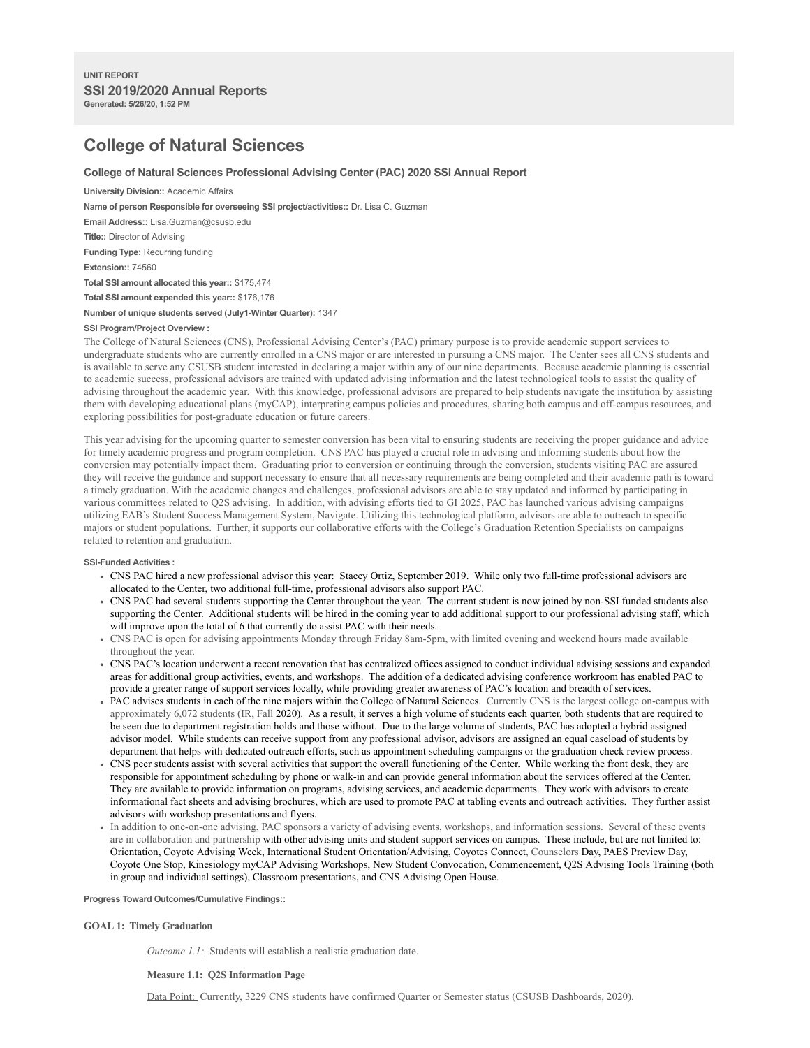UNIT REPORT

**SSI 2019/2020 Annual Reports**

**Generated: 5/26/20, 1:52 PM**

# College of Natural Sciences

### College of Natural Sciences Professional Advising Center (PAC) 2020 SSI Annual Report

**University Division::** Academic Affairs

**Name of person Responsible for overseeing SSI project/activities::** Dr. Lisa C. Guzman

**Email Address::** Lisa.Guzman@csusb.edu

**Title::** Director of Advising

**Funding Type:** Recurring funding

**Extension::** 74560

**Total SSI amount allocated this year::** $175,474

**Total SSI amount expended this year::** $176,176

**Number of unique students served (July1-Winter Quarter):** 1347

**SSI Program/Project Overview :**

The College of Natural Sciences (CNS), Professional Advising Center's (PAC) primary purpose is to provide academic support services to undergraduate students who are currently enrolled in a CNS major or are interested in pursuing a CNS major. The Center sees all CNS students and is available to serve any CSUSB student interested in declaring a major within any of our nine departments. Because academic planning is essential to academic success, professional advisors are trained with updated advising information and the latest technological tools to assist the quality of advising throughout the academic year. With this knowledge, professional advisors are prepared to help students navigate the institution by assisting them with developing educational plans (myCAP), interpreting campus policies and procedures, sharing both campus and off-campus resources, and exploring possibilities for post-graduate education or future careers.

This year advising for the upcoming quarter to semester conversion has been vital to ensuring students are receiving the proper guidance and advice for timely academic progress and program completion. CNS PAC has played a crucial role in advising and informing students about how the conversion may potentially impact them. Graduating prior to conversion or continuing through the conversion, students visiting PAC are assured they will receive the guidance and support necessary to ensure that all necessary requirements are being completed and their academic path is toward a timely graduation. With the academic changes and challenges, professional advisors are able to stay updated and informed by participating in various committees related to Q2S advising. In addition, with advising efforts tied to GI 2025, PAC has launched various advising campaigns utilizing EAB's Student Success Management System, Navigate. Utilizing this technological platform, advisors are able to outreach to specific majors or student populations. Further, it supports our collaborative efforts with the College's Graduation Retention Specialists on campaigns related to retention and graduation.

**SSI-Funded Activities :**

- CNS PAC hired a new professional advisor this year: Stacey Ortiz, September 2019. While only two full-time professional advisors are allocated to the Center, two additional full-time, professional advisors also support PAC.
- CNS PAC had several students supporting the Center throughout the year. The current student is now joined by non-SSI funded students also supporting the Center. Additional students will be hired in the coming year to add additional support to our professional advising staff, which will improve upon the total of 6 that currently do assist PAC with their needs.
- CNS PAC is open for advising appointments Monday through Friday 8am-5pm, with limited evening and weekend hours made available throughout the year.
- CNS PAC's location underwent a recent renovation that has centralized offices assigned to conduct individual advising sessions and expanded areas for additional group activities, events, and workshops. The addition of a dedicated advising conference workroom has enabled PAC to provide a greater range of support services locally, while providing greater awareness of PAC's location and breadth of services.
- PAC advises students in each of the nine majors within the College of Natural Sciences. Currently CNS is the largest college on-campus with approximately 6,072 students (IR, Fall 2020). As a result, it serves a high volume of students each quarter, both students that are required to be seen due to department registration holds and those without. Due to the large volume of students, PAC has adopted a hybrid assigned advisor model. While students can receive support from any professional advisor, advisors are assigned an equal caseload of students by department that helps with dedicated outreach efforts, such as appointment scheduling campaigns or the graduation check review process.
- CNS peer students assist with several activities that support the overall functioning of the Center. While working the front desk, they are responsible for appointment scheduling by phone or walk-in and can provide general information about the services offered at the Center. They are available to provide information on programs, advising services, and academic departments. They work with advisors to create informational fact sheets and advising brochures, which are used to promote PAC at tabling events and outreach activities. They further assist advisors with workshop presentations and flyers.
- In addition to one-on-one advising, PAC sponsors a variety of advising events, workshops, and information sessions. Several of these events are in collaboration and partnership with other advising units and student support services on campus. These include, but are not limited to: Orientation, Coyote Advising Week, International Student Orientation/Advising, Coyotes Connect, Counselors Day, PAES Preview Day, Coyote One Stop, Kinesiology myCAP Advising Workshops, New Student Convocation, Commencement, Q2S Advising Tools Training (both in group and individual settings), Classroom presentations, and CNS Advising Open House.

**Progress Toward Outcomes/Cumulative Findings::**

**GOAL 1: Timely Graduation**

*Outcome 1.1:* Students will establish a realistic graduation date.

**Measure 1.1: Q2S Information Page**

Data Point: Currently, 3229 CNS students have confirmed Quarter or Semester status (CSUSB Dashboards, 2020).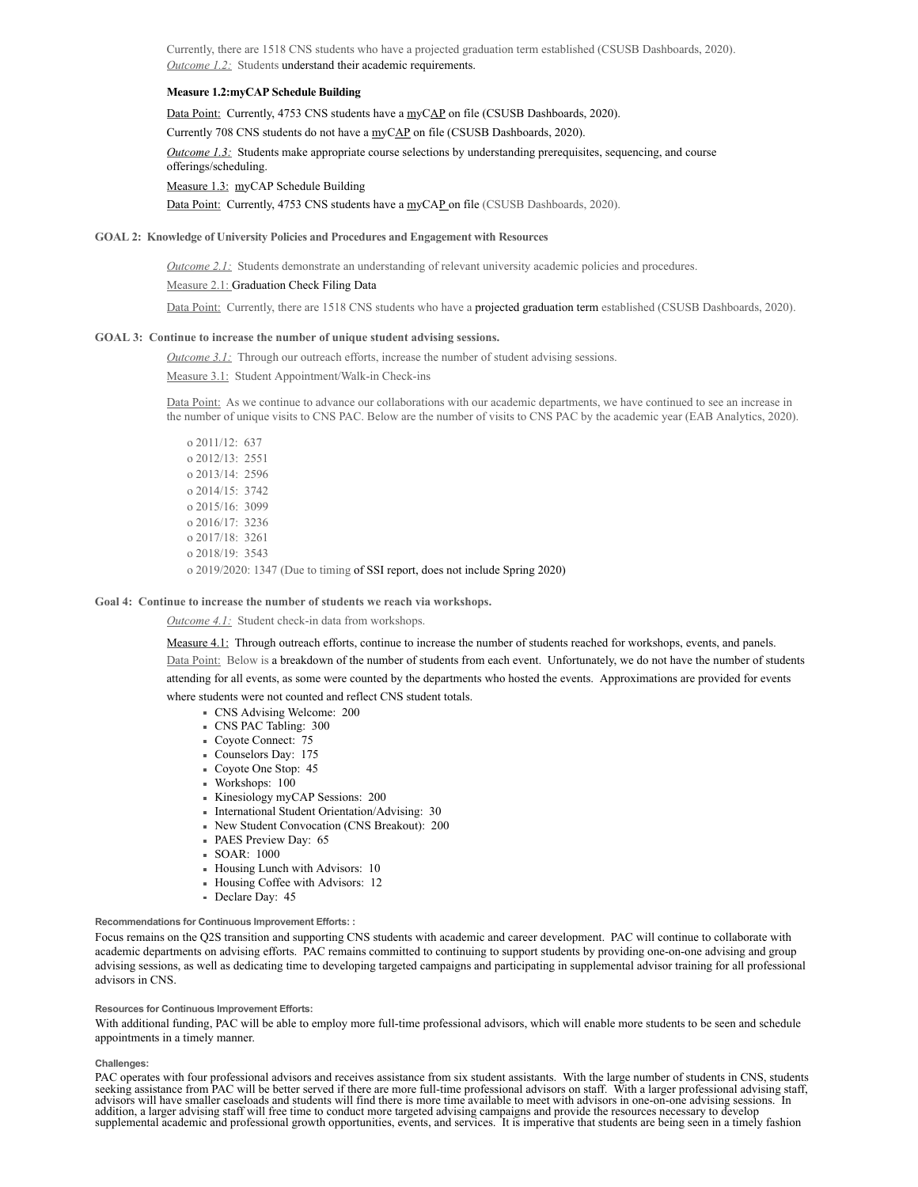Currently, there are 1518 CNS students who have a projected graduation term established (CSUSB Dashboards, 2020).

*Outcome 1.2:* Students understand their academic requirements.

**Measure 1.2:myCAP Schedule Building**

Data Point: Currently, 4753 CNS students have a myCAP on file (CSUSB Dashboards, 2020).

Currently 708 CNS students do not have a myCAP on file (CSUSB Dashboards, 2020).

*Outcome 1.3:* Students make appropriate course selections by understanding prerequisites, sequencing, and course offerings/scheduling.

Measure 1.3: myCAP Schedule Building

Data Point: Currently, 4753 CNS students have a myCAP on file (CSUSB Dashboards, 2020).

**GOAL 2: Knowledge of University Policies and Procedures and Engagement with Resources**

*Outcome 2.1:* Students demonstrate an understanding of relevant university academic policies and procedures.

Measure 2.1: Graduation Check Filing Data

Data Point: Currently, there are 1518 CNS students who have a projected graduation term established (CSUSB Dashboards, 2020).

**GOAL 3: Continue to increase the number of unique student advising sessions.**

*Outcome 3.1:* Through our outreach efforts, increase the number of student advising sessions.

Measure 3.1: Student Appointment/Walk-in Check-ins

Data Point: As we continue to advance our collaborations with our academic departments, we have continued to see an increase in the number of unique visits to CNS PAC. Below are the number of visits to CNS PAC by the academic year (EAB Analytics, 2020).

- 2011/12: 637
- 2012/13: 2551
- 2013/14: 2596
- 2014/15: 3742
- 2015/16: 3099
- 2016/17: 3236
- 2017/18: 3261
- 2018/19: 3543
- 2019/2020: 1347 (Due to timing of SSI report, does not include Spring 2020)

**Goal 4: Continue to increase the number of students we reach via workshops.**

*Outcome 4.1:* Student check-in data from workshops.

Measure 4.1: Through outreach efforts, continue to increase the number of students reached for workshops, events, and panels.

Data Point: Below is a breakdown of the number of students from each event. Unfortunately, we do not have the number of students attending for all events, as some were counted by the departments who hosted the events. Approximations are provided for events where students were not counted and reflect CNS student totals.

- CNS Advising Welcome: 200
- CNS PAC Tabling: 300
- Coyote Connect: 75
- Counselors Day: 175
- Coyote One Stop: 45
- Workshops: 100
- Kinesiology myCAP Sessions: 200
- International Student Orientation/Advising: 30
- New Student Convocation (CNS Breakout): 200
- PAES Preview Day: 65
- SOAR: 1000
- Housing Lunch with Advisors: 10
- Housing Coffee with Advisors: 12
- Declare Day: 45

**Recommendations for Continuous Improvement Efforts: :**

Focus remains on the Q2S transition and supporting CNS students with academic and career development. PAC will continue to collaborate with academic departments on advising efforts. PAC remains committed to continuing to support students by providing one-on-one advising and group advising sessions, as well as dedicating time to developing targeted campaigns and participating in supplemental advisor training for all professional advisors in CNS.

**Resources for Continuous Improvement Efforts:**

With additional funding, PAC will be able to employ more full-time professional advisors, which will enable more students to be seen and schedule appointments in a timely manner.

**Challenges:**

PAC operates with four professional advisors and receives assistance from six student assistants. With the large number of students in CNS, students seeking assistance from PAC will be better served if there are more full-time professional advisors on staff. With a larger professional advising staff, advisors will have smaller caseloads and students will find there is more time available to meet with advisors in one-on-one advising sessions. In addition, a larger advising staff will free time to conduct more targeted advising campaigns and provide the resources necessary to develop supplemental academic and professional growth opportunities, events, and services. It is imperative that students are being seen in a timely fashion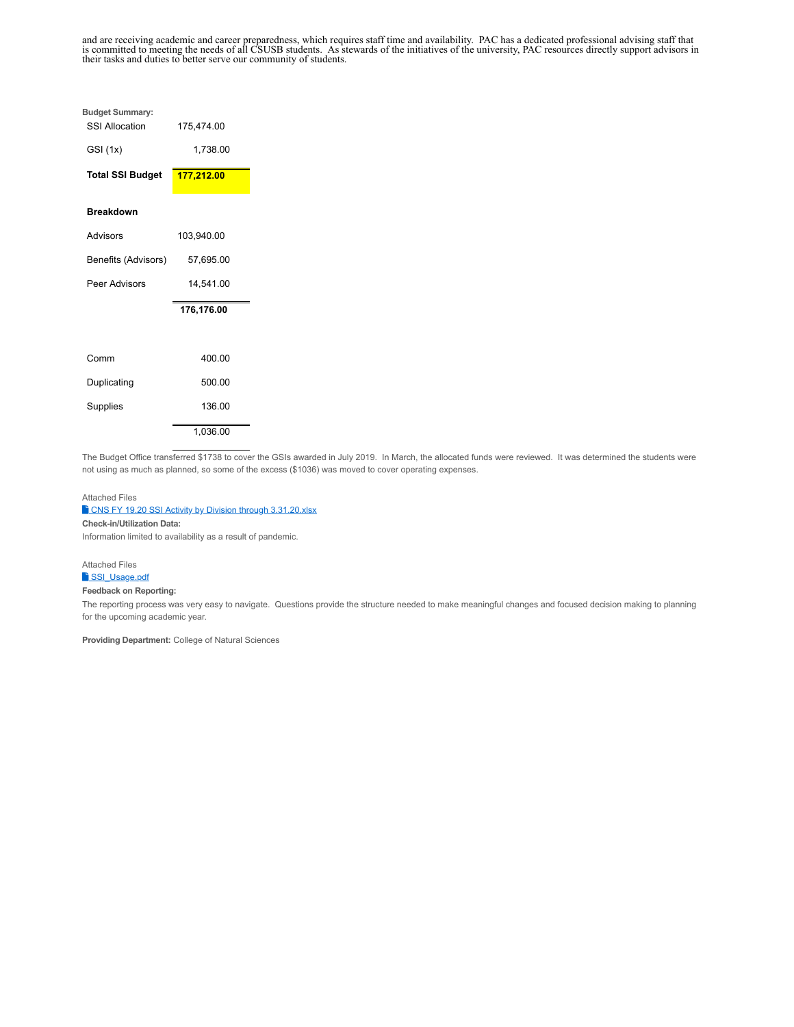and are receiving academic and career preparedness, which requires staff time and availability. PAC has a dedicated professional advising staff that is committed to meeting the needs of all CSUSB students. As stewards of the initiatives of the university, PAC resources directly support advisors in their tasks and duties to better serve our community of students.

**Budget Summary:**

| | |
|---|---|
| SSI Allocation | 175,474.00 |
| GSI (1x) | 1,738.00 |
| **Total SSI Budget** | **177,212.00** |
| **Breakdown** | |
| Advisors | 103,940.00 |
| Benefits (Advisors) | 57,695.00 |
| Peer Advisors | 14,541.00 |
| | **176,176.00** |
| | |
| Comm | 400.00 |
| Duplicating | 500.00 |
| Supplies | 136.00 |
| | 1,036.00 |

The Budget Office transferred $1738 to cover the GSIs awarded in July 2019. In March, the allocated funds were reviewed. It was determined the students were not using as much as planned, so some of the excess ($1036) was moved to cover operating expenses.

Attached Files

[CNS FY 19.20 SSI Activity by Division through 3.31.20.xlsx]

**Check-in/Utilization Data:**

Information limited to availability as a result of pandemic.

Attached Files

[SSI_Usage.pdf]

**Feedback on Reporting:**

The reporting process was very easy to navigate. Questions provide the structure needed to make meaningful changes and focused decision making to planning for the upcoming academic year.

**Providing Department:** College of Natural Sciences